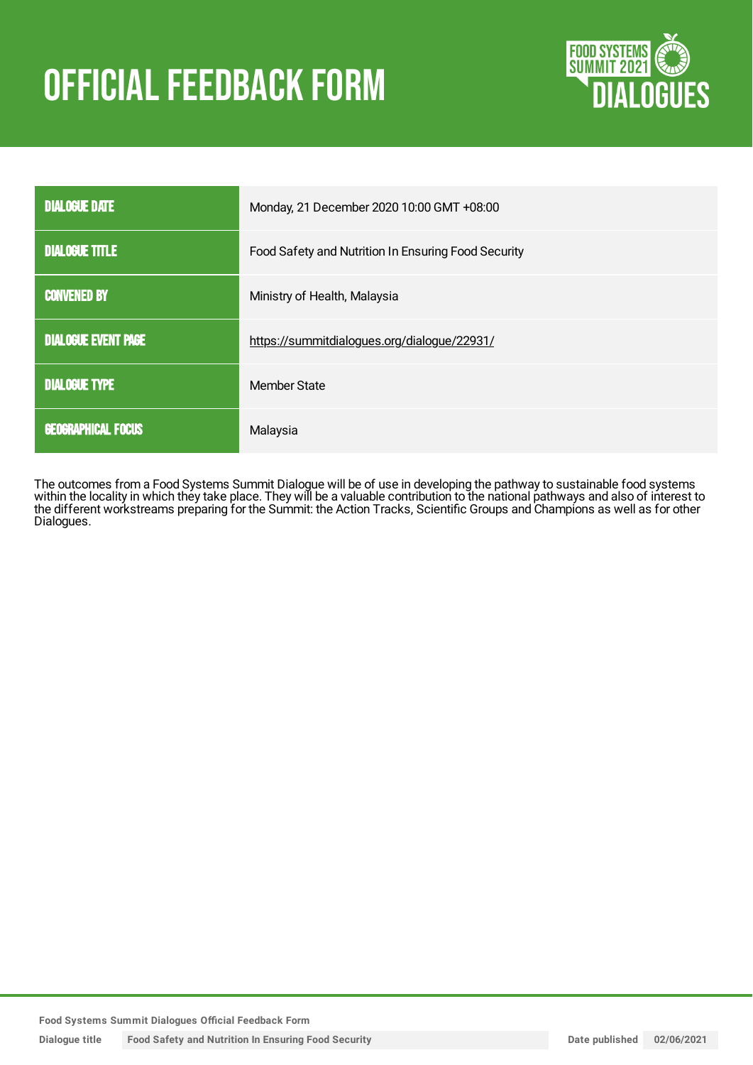# OFFICIAL FEEDBACK FORM

| | |
|---|---|
| **DIALOGUE DATE** | Monday, 21 December 2020 10:00 GMT +08:00 |
| **DIALOGUE TITLE** | Food Safety and Nutrition In Ensuring Food Security |
| **CONVENED BY** | Ministry of Health, Malaysia |
| **DIALOGUE EVENT PAGE** | https://summitdialogues.org/dialogue/22931/ |
| **DIALOGUE TYPE** | Member State |
| **GEOGRAPHICAL FOCUS** | Malaysia |

The outcomes from a Food Systems Summit Dialogue will be of use in developing the pathway to sustainable food systems within the locality in which they take place. They will be a valuable contribution to the national pathways and also of interest to the different workstreams preparing for the Summit: the Action Tracks, Scientific Groups and Champions as well as for other Dialogues.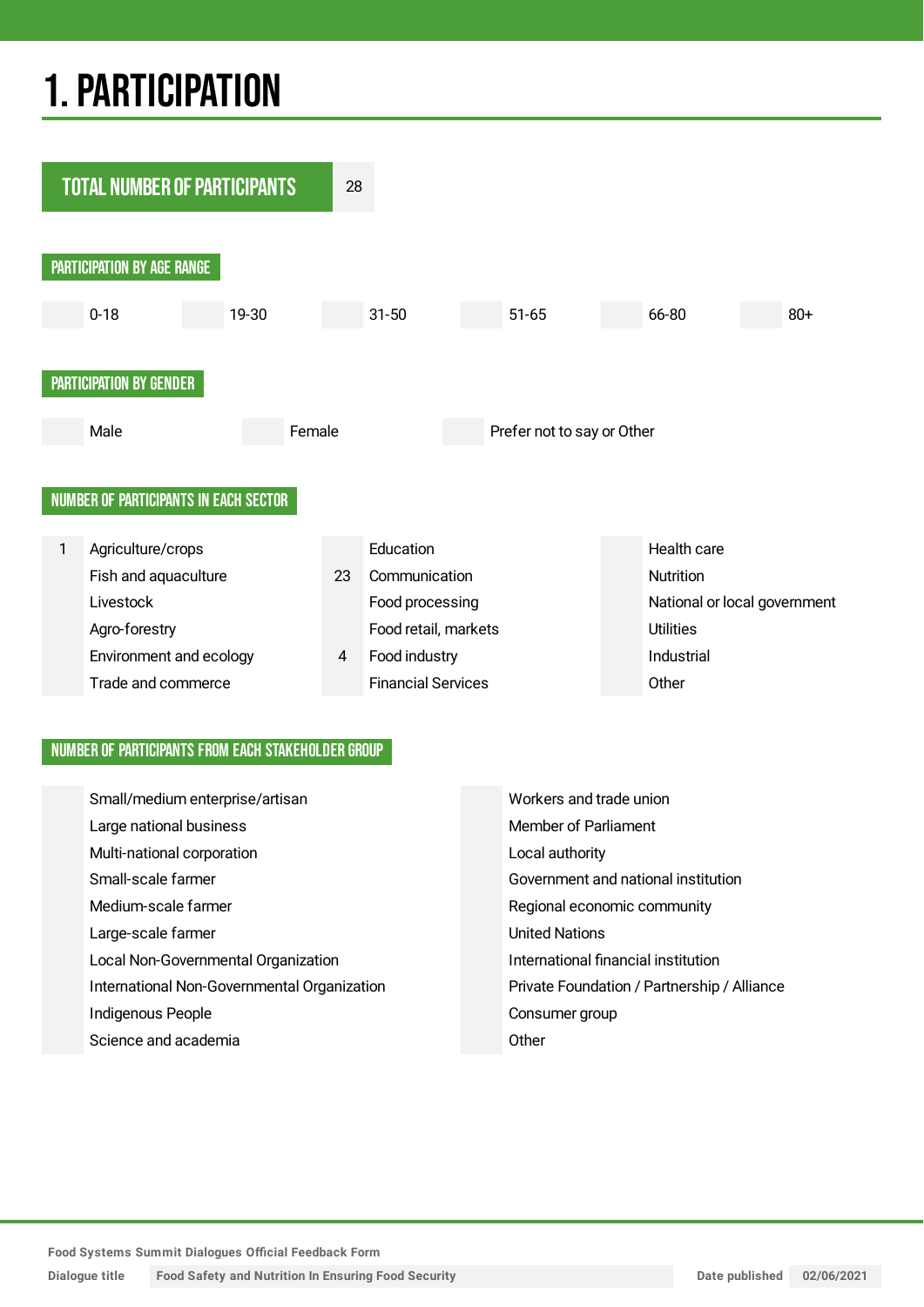# 1. PARTICIPATION

| TOTAL NUMBER OF PARTICIPANTS | 28 |
|---|---|

## PARTICIPATION BY AGE RANGE

| | 0-18 | | 19-30 | | 31-50 | | 51-65 | | 66-80 | | 80+ |
|---|---|---|---|---|---|---|---|---|---|---|---|

## PARTICIPATION BY GENDER

| | Male | | Female | | Prefer not to say or Other |
|---|---|---|---|---|---|

## NUMBER OF PARTICIPANTS IN EACH SECTOR

| | | | | | |
|---|---|---|---|---|---|
| 1 | Agriculture/crops | | Education | | Health care |
| | Fish and aquaculture | 23 | Communication | | Nutrition |
| | Livestock | | Food processing | | National or local government |
| | Agro-forestry | | Food retail, markets | | Utilities |
| | Environment and ecology | 4 | Food industry | | Industrial |
| | Trade and commerce | | Financial Services | | Other |

## NUMBER OF PARTICIPANTS FROM EACH STAKEHOLDER GROUP

| | | | |
|---|---|---|---|
| | Small/medium enterprise/artisan | | Workers and trade union |
| | Large national business | | Member of Parliament |
| | Multi-national corporation | | Local authority |
| | Small-scale farmer | | Government and national institution |
| | Medium-scale farmer | | Regional economic community |
| | Large-scale farmer | | United Nations |
| | Local Non-Governmental Organization | | International financial institution |
| | International Non-Governmental Organization | | Private Foundation / Partnership / Alliance |
| | Indigenous People | | Consumer group |
| | Science and academia | | Other |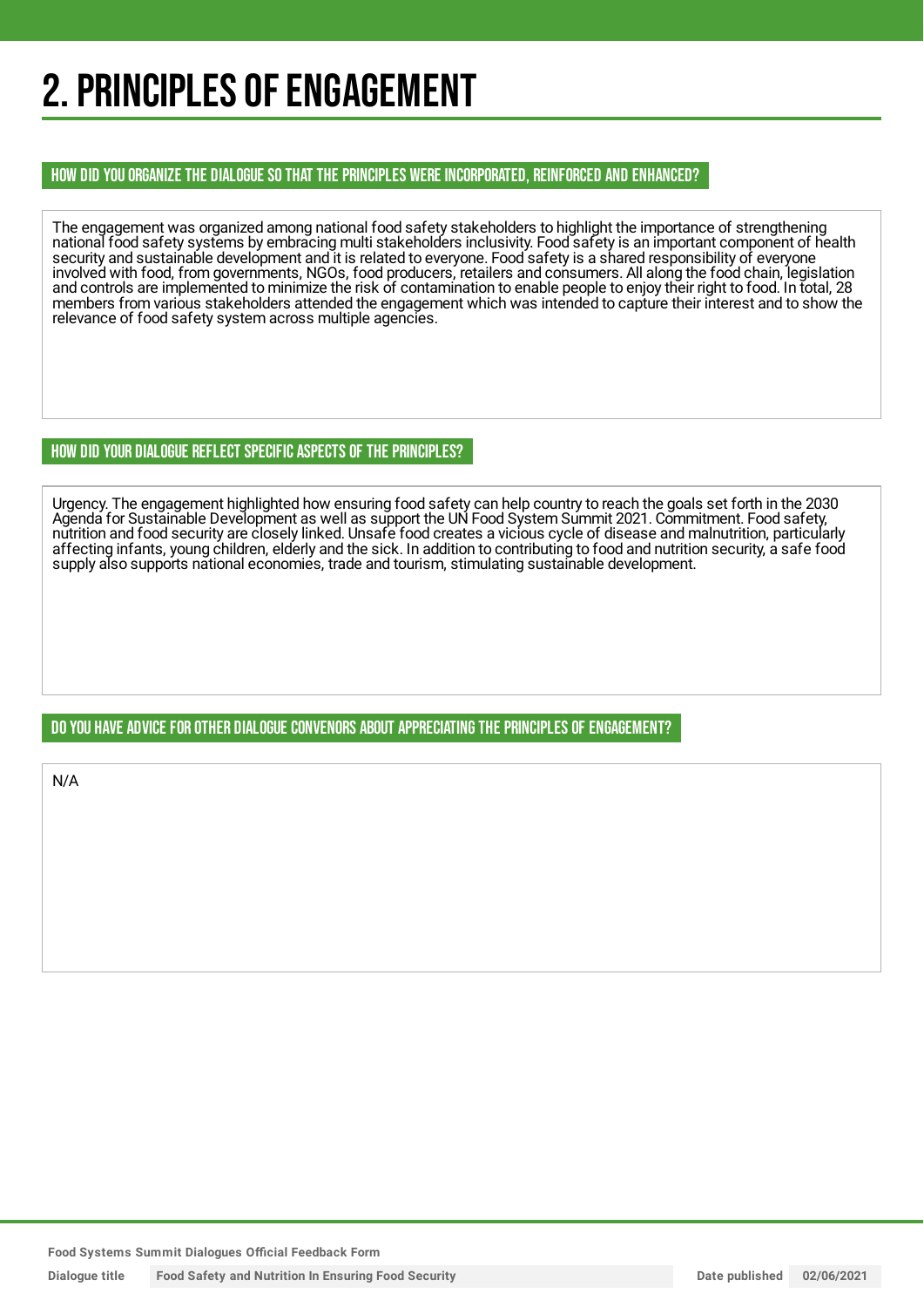# 2. PRINCIPLES OF ENGAGEMENT

## HOW DID YOU ORGANIZE THE DIALOGUE SO THAT THE PRINCIPLES WERE INCORPORATED, REINFORCED AND ENHANCED?

The engagement was organized among national food safety stakeholders to highlight the importance of strengthening national food safety systems by embracing multi stakeholders inclusivity. Food safety is an important component of health security and sustainable development and it is related to everyone. Food safety is a shared responsibility of everyone involved with food, from governments, NGOs, food producers, retailers and consumers. All along the food chain, legislation and controls are implemented to minimize the risk of contamination to enable people to enjoy their right to food. In total, 28 members from various stakeholders attended the engagement which was intended to capture their interest and to show the relevance of food safety system across multiple agencies.

## HOW DID YOUR DIALOGUE REFLECT SPECIFIC ASPECTS OF THE PRINCIPLES?

Urgency. The engagement highlighted how ensuring food safety can help country to reach the goals set forth in the 2030 Agenda for Sustainable Development as well as support the UN Food System Summit 2021. Commitment. Food safety, nutrition and food security are closely linked. Unsafe food creates a vicious cycle of disease and malnutrition, particularly affecting infants, young children, elderly and the sick. In addition to contributing to food and nutrition security, a safe food supply also supports national economies, trade and tourism, stimulating sustainable development.

## DO YOU HAVE ADVICE FOR OTHER DIALOGUE CONVENORS ABOUT APPRECIATING THE PRINCIPLES OF ENGAGEMENT?

N/A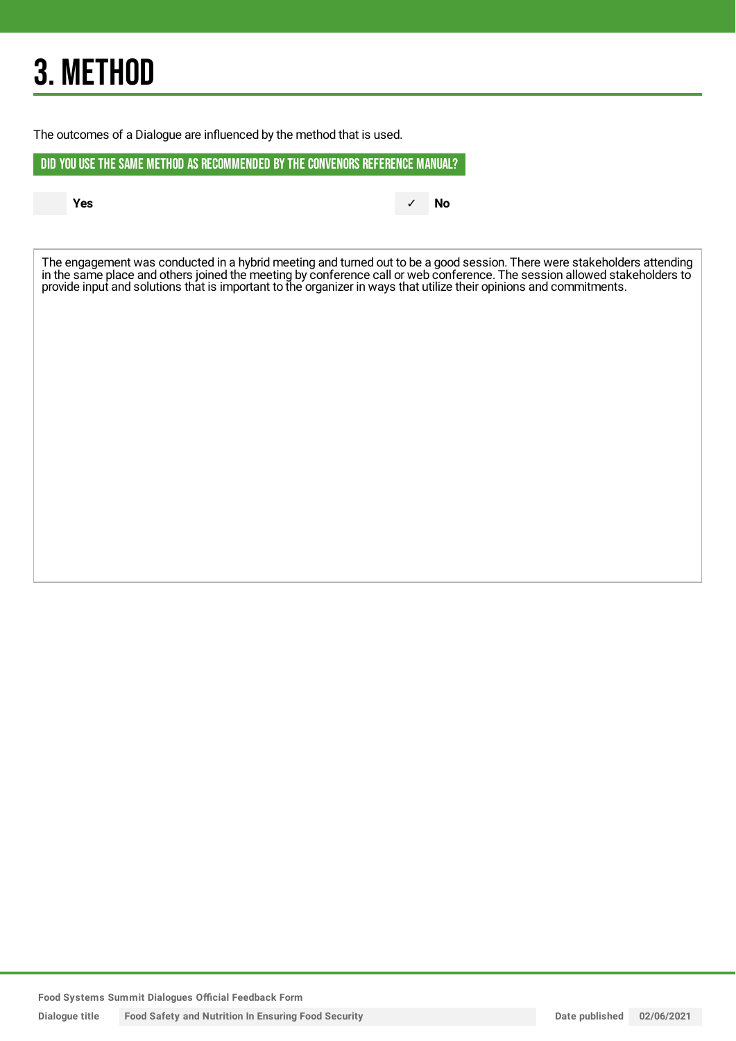# 3. METHOD

The outcomes of a Dialogue are influenced by the method that is used.

## DID YOU USE THE SAME METHOD AS RECOMMENDED BY THE CONVENORS REFERENCE MANUAL?

| | Yes | ✓ | No |
|---|---|---|---|

The engagement was conducted in a hybrid meeting and turned out to be a good session. There were stakeholders attending in the same place and others joined the meeting by conference call or web conference. The session allowed stakeholders to provide input and solutions that is important to the organizer in ways that utilize their opinions and commitments.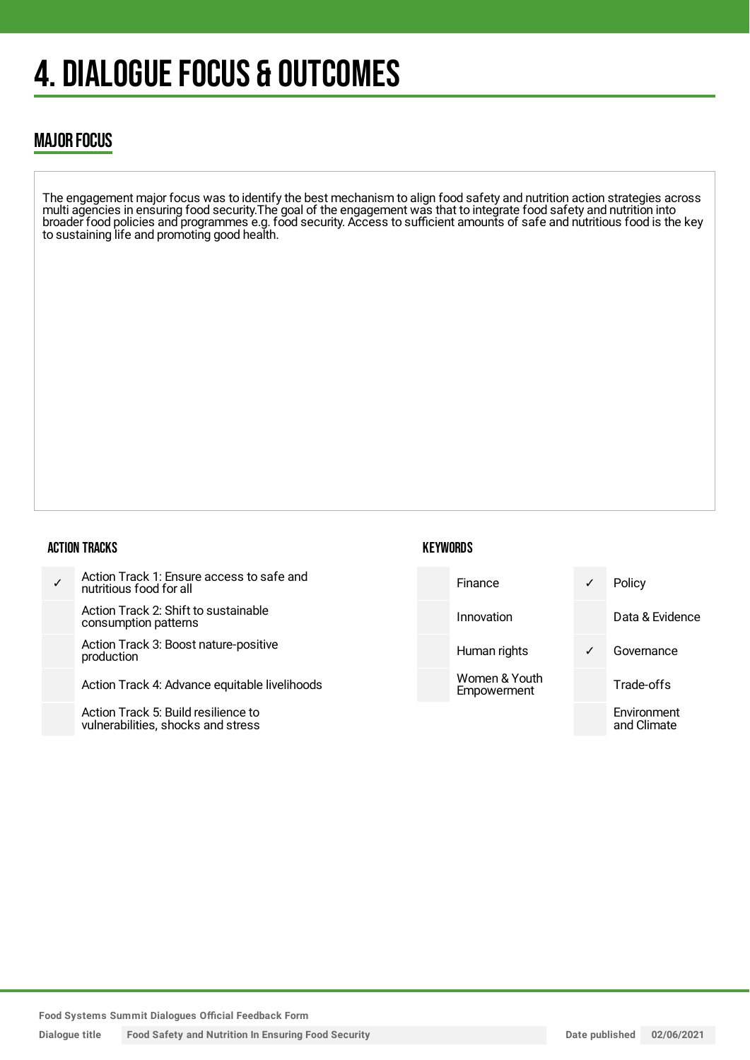# 4. DIALOGUE FOCUS & OUTCOMES

## MAJOR FOCUS

The engagement major focus was to identify the best mechanism to align food safety and nutrition action strategies across multi agencies in ensuring food security.The goal of the engagement was that to integrate food safety and nutrition into broader food policies and programmes e.g. food security. Access to sufficient amounts of safe and nutritious food is the key to sustaining life and promoting good health.

### ACTION TRACKS

| | |
|---|---|
| ✓ | Action Track 1: Ensure access to safe and nutritious food for all |
| | Action Track 2: Shift to sustainable consumption patterns |
| | Action Track 3: Boost nature-positive production |
| | Action Track 4: Advance equitable livelihoods |
| | Action Track 5: Build resilience to vulnerabilities, shocks and stress |

### KEYWORDS

| | | | |
|---|---|---|---|
| | Finance | ✓ | Policy |
| | Innovation | | Data & Evidence |
| | Human rights | ✓ | Governance |
| | Women & Youth Empowerment | | Trade-offs |
| | | | Environment and Climate |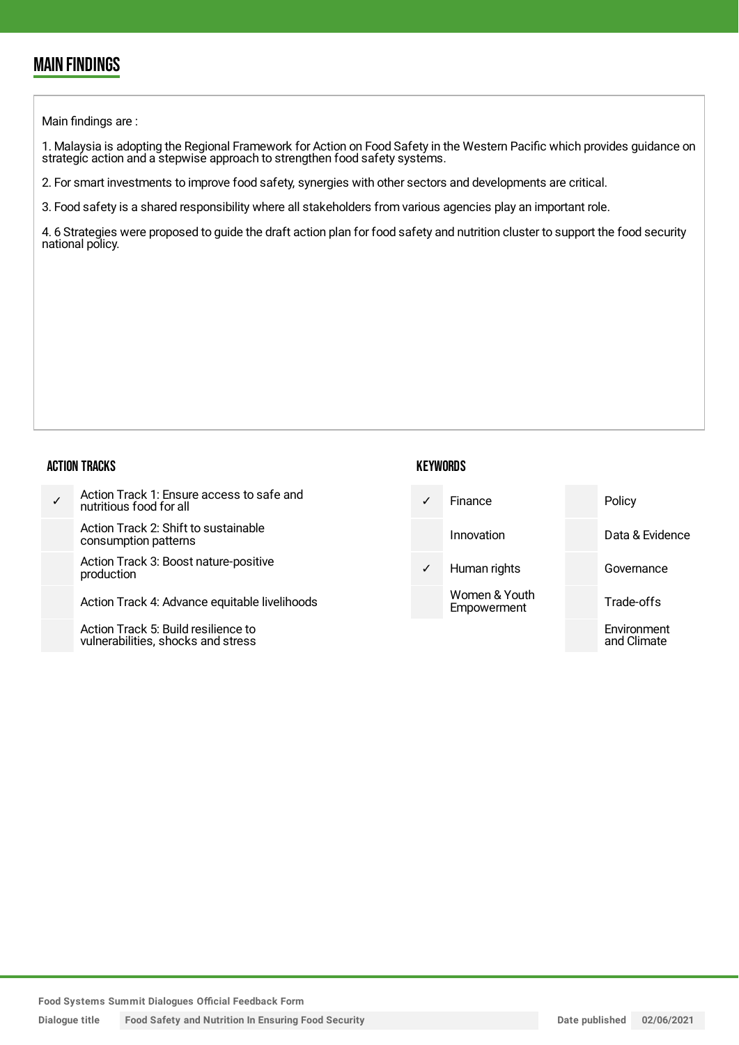## MAIN FINDINGS

Main findings are :

1. Malaysia is adopting the Regional Framework for Action on Food Safety in the Western Pacific which provides guidance on strategic action and a stepwise approach to strengthen food safety systems.

2. For smart investments to improve food safety, synergies with other sectors and developments are critical.

3. Food safety is a shared responsibility where all stakeholders from various agencies play an important role.

4. 6 Strategies were proposed to guide the draft action plan for food safety and nutrition cluster to support the food security national policy.

### ACTION TRACKS

| | |
|---|---|
| ✓ | Action Track 1: Ensure access to safe and nutritious food for all |
| | Action Track 2: Shift to sustainable consumption patterns |
| | Action Track 3: Boost nature-positive production |
| | Action Track 4: Advance equitable livelihoods |
| | Action Track 5: Build resilience to vulnerabilities, shocks and stress |

### KEYWORDS

| | | | |
|---|---|---|---|
| ✓ | Finance | | Policy |
| | Innovation | | Data & Evidence |
| ✓ | Human rights | | Governance |
| | Women & Youth Empowerment | | Trade-offs |
| | | | Environment and Climate |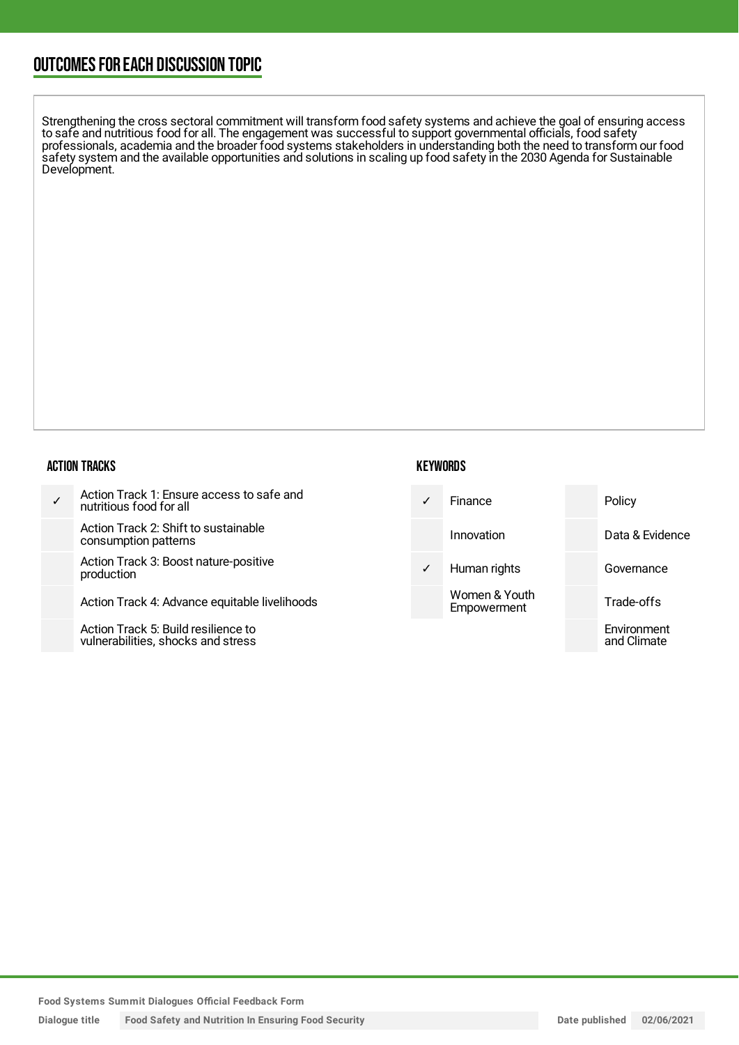## OUTCOMES FOR EACH DISCUSSION TOPIC

Strengthening the cross sectoral commitment will transform food safety systems and achieve the goal of ensuring access to safe and nutritious food for all. The engagement was successful to support governmental officials, food safety professionals, academia and the broader food systems stakeholders in understanding both the need to transform our food safety system and the available opportunities and solutions in scaling up food safety in the 2030 Agenda for Sustainable Development.

### ACTION TRACKS

| | |
|---|---|
| ✓ | Action Track 1: Ensure access to safe and nutritious food for all |
| | Action Track 2: Shift to sustainable consumption patterns |
| | Action Track 3: Boost nature-positive production |
| | Action Track 4: Advance equitable livelihoods |
| | Action Track 5: Build resilience to vulnerabilities, shocks and stress |

### KEYWORDS

| | | | |
|---|---|---|---|
| ✓ | Finance | | Policy |
| | Innovation | | Data & Evidence |
| ✓ | Human rights | | Governance |
| | Women & Youth Empowerment | | Trade-offs |
| | | | Environment and Climate |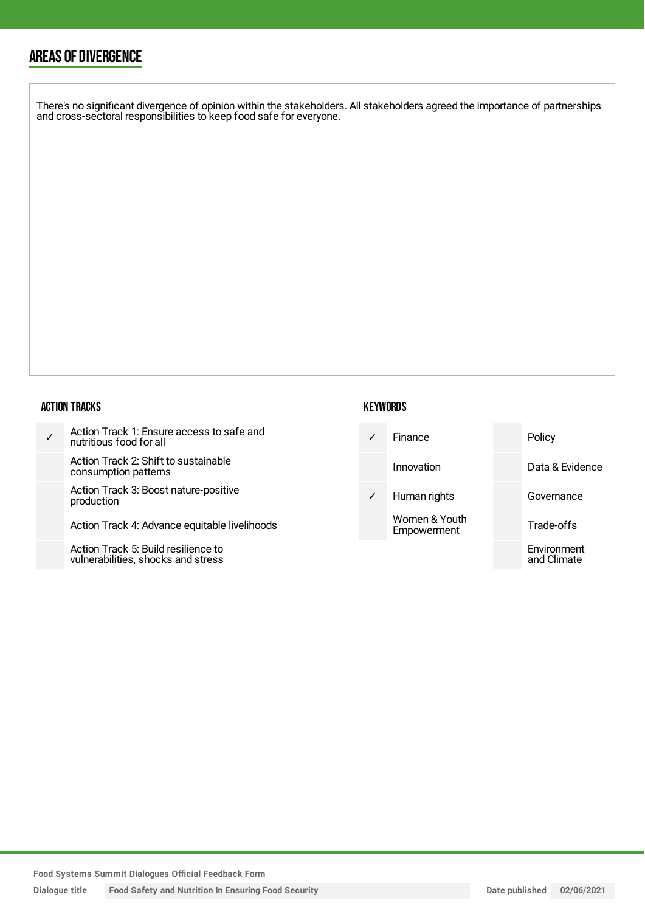## AREAS OF DIVERGENCE

There's no significant divergence of opinion within the stakeholders. All stakeholders agreed the importance of partnerships and cross-sectoral responsibilities to keep food safe for everyone.

### ACTION TRACKS

| | |
|---|---|
| ✓ | Action Track 1: Ensure access to safe and nutritious food for all |
| | Action Track 2: Shift to sustainable consumption patterns |
| | Action Track 3: Boost nature-positive production |
| | Action Track 4: Advance equitable livelihoods |
| | Action Track 5: Build resilience to vulnerabilities, shocks and stress |

### KEYWORDS

| | | | |
|---|---|---|---|
| ✓ | Finance | | Policy |
| | Innovation | | Data & Evidence |
| ✓ | Human rights | | Governance |
| | Women & Youth Empowerment | | Trade-offs |
| | | | Environment and Climate |

Food Systems Summit Dialogues Official Feedback Form

Dialogue title: Food Safety and Nutrition In Ensuring Food Security

Date published: 02/06/2021